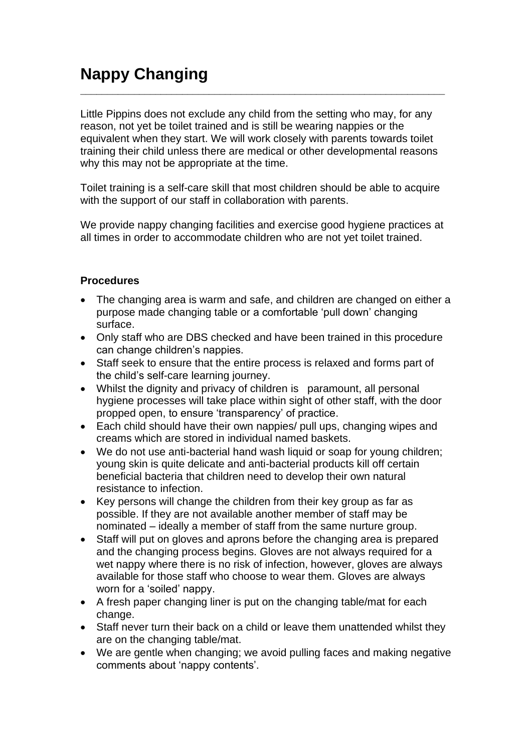# Nappy Changing

---

Little Pippins does not exclude any child from the setting who may, for any reason, not yet be toilet trained and is still be wearing nappies or the equivalent when they start. We will work closely with parents towards toilet training their child unless there are medical or other developmental reasons why this may not be appropriate at the time.

Toilet training is a self-care skill that most children should be able to acquire with the support of our staff in collaboration with parents.

We provide nappy changing facilities and exercise good hygiene practices at all times in order to accommodate children who are not yet toilet trained.

**Procedures**

- The changing area is warm and safe, and children are changed on either a purpose made changing table or a comfortable 'pull down' changing surface.
- Only staff who are DBS checked and have been trained in this procedure can change children's nappies.
- Staff seek to ensure that the entire process is relaxed and forms part of the child's self-care learning journey.
- Whilst the dignity and privacy of children is paramount, all personal hygiene processes will take place within sight of other staff, with the door propped open, to ensure 'transparency' of practice.
- Each child should have their own nappies/ pull ups, changing wipes and creams which are stored in individual named baskets.
- We do not use anti-bacterial hand wash liquid or soap for young children; young skin is quite delicate and anti-bacterial products kill off certain beneficial bacteria that children need to develop their own natural resistance to infection.
- Key persons will change the children from their key group as far as possible. If they are not available another member of staff may be nominated – ideally a member of staff from the same nurture group.
- Staff will put on gloves and aprons before the changing area is prepared and the changing process begins. Gloves are not always required for a wet nappy where there is no risk of infection, however, gloves are always available for those staff who choose to wear them. Gloves are always worn for a 'soiled' nappy.
- A fresh paper changing liner is put on the changing table/mat for each change.
- Staff never turn their back on a child or leave them unattended whilst they are on the changing table/mat.
- We are gentle when changing; we avoid pulling faces and making negative comments about 'nappy contents'.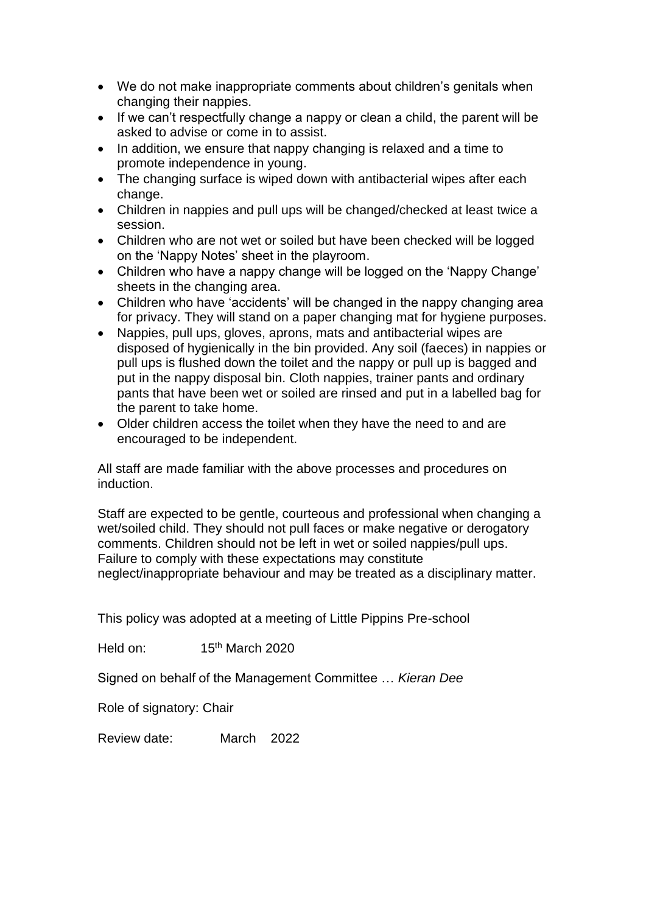- We do not make inappropriate comments about children's genitals when changing their nappies.
- If we can't respectfully change a nappy or clean a child, the parent will be asked to advise or come in to assist.
- In addition, we ensure that nappy changing is relaxed and a time to promote independence in young.
- The changing surface is wiped down with antibacterial wipes after each change.
- Children in nappies and pull ups will be changed/checked at least twice a session.
- Children who are not wet or soiled but have been checked will be logged on the 'Nappy Notes' sheet in the playroom.
- Children who have a nappy change will be logged on the 'Nappy Change' sheets in the changing area.
- Children who have 'accidents' will be changed in the nappy changing area for privacy. They will stand on a paper changing mat for hygiene purposes.
- Nappies, pull ups, gloves, aprons, mats and antibacterial wipes are disposed of hygienically in the bin provided. Any soil (faeces) in nappies or pull ups is flushed down the toilet and the nappy or pull up is bagged and put in the nappy disposal bin. Cloth nappies, trainer pants and ordinary pants that have been wet or soiled are rinsed and put in a labelled bag for the parent to take home.
- Older children access the toilet when they have the need to and are encouraged to be independent.

All staff are made familiar with the above processes and procedures on induction.

Staff are expected to be gentle, courteous and professional when changing a wet/soiled child. They should not pull faces or make negative or derogatory comments. Children should not be left in wet or soiled nappies/pull ups. Failure to comply with these expectations may constitute neglect/inappropriate behaviour and may be treated as a disciplinary matter.

This policy was adopted at a meeting of Little Pippins Pre-school

Held on: 15th March 2020

Signed on behalf of the Management Committee … *Kieran Dee*

Role of signatory: Chair

Review date: March 2022